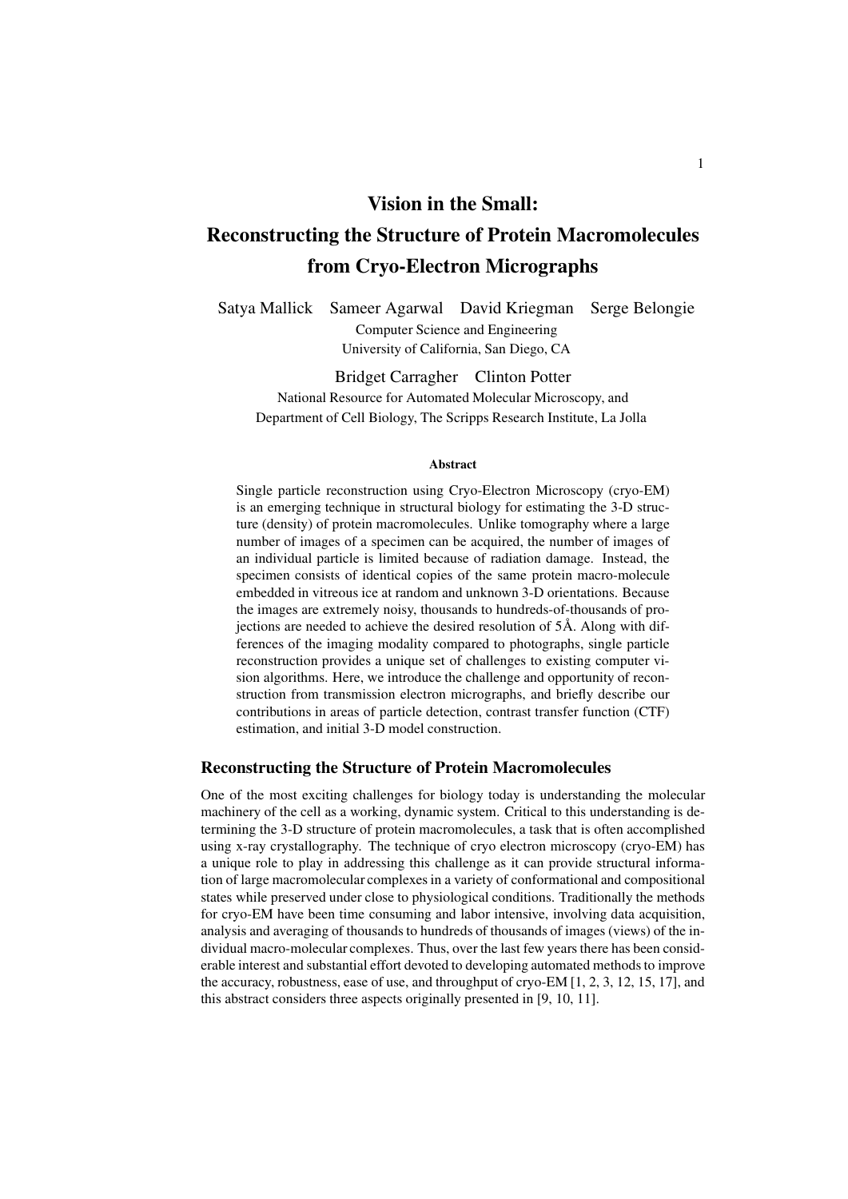# Vision in the Small: Reconstructing the Structure of Protein Macromolecules from Cryo-Electron Micrographs

Satya Mallick Sameer Agarwal David Kriegman Serge Belongie

Computer Science and Engineering
University of California, San Diego, CA

Bridget Carragher Clinton Potter

National Resource for Automated Molecular Microscopy, and
Department of Cell Biology, The Scripps Research Institute, La Jolla

### Abstract

Single particle reconstruction using Cryo-Electron Microscopy (cryo-EM) is an emerging technique in structural biology for estimating the 3-D structure (density) of protein macromolecules. Unlike tomography where a large number of images of a specimen can be acquired, the number of images of an individual particle is limited because of radiation damage. Instead, the specimen consists of identical copies of the same protein macro-molecule embedded in vitreous ice at random and unknown 3-D orientations. Because the images are extremely noisy, thousands to hundreds-of-thousands of projections are needed to achieve the desired resolution of 5Å. Along with differences of the imaging modality compared to photographs, single particle reconstruction provides a unique set of challenges to existing computer vision algorithms. Here, we introduce the challenge and opportunity of reconstruction from transmission electron micrographs, and briefly describe our contributions in areas of particle detection, contrast transfer function (CTF) estimation, and initial 3-D model construction.

## Reconstructing the Structure of Protein Macromolecules

One of the most exciting challenges for biology today is understanding the molecular machinery of the cell as a working, dynamic system. Critical to this understanding is determining the 3-D structure of protein macromolecules, a task that is often accomplished using x-ray crystallography. The technique of cryo electron microscopy (cryo-EM) has a unique role to play in addressing this challenge as it can provide structural information of large macromolecular complexes in a variety of conformational and compositional states while preserved under close to physiological conditions. Traditionally the methods for cryo-EM have been time consuming and labor intensive, involving data acquisition, analysis and averaging of thousands to hundreds of thousands of images (views) of the individual macro-molecular complexes. Thus, over the last few years there has been considerable interest and substantial effort devoted to developing automated methods to improve the accuracy, robustness, ease of use, and throughput of cryo-EM [1, 2, 3, 12, 15, 17], and this abstract considers three aspects originally presented in [9, 10, 11].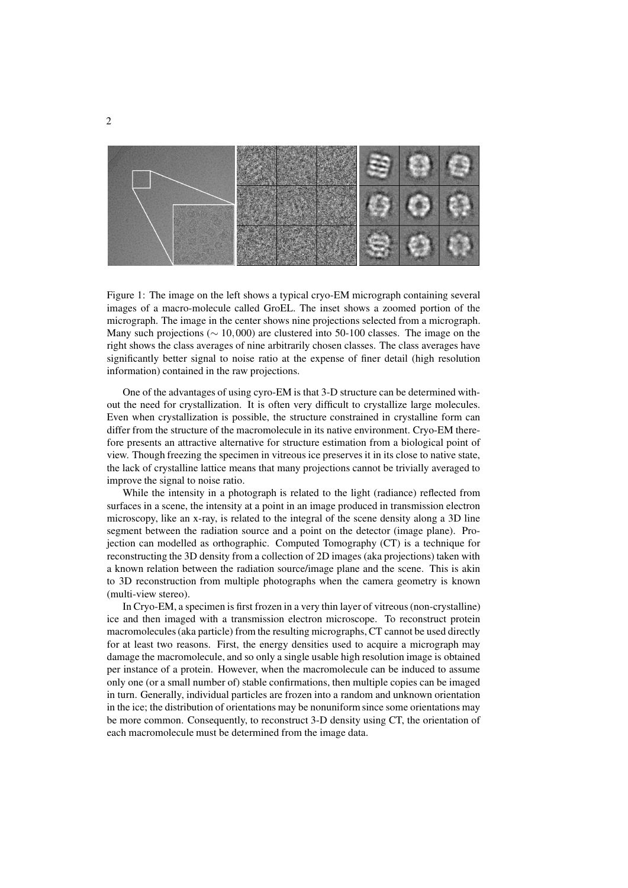Figure 1: The image on the left shows a typical cryo-EM micrograph containing several images of a macro-molecule called GroEL. The inset shows a zoomed portion of the micrograph. The image in the center shows nine projections selected from a micrograph. Many such projections ($\sim 10,000$) are clustered into 50-100 classes. The image on the right shows the class averages of nine arbitrarily chosen classes. The class averages have significantly better signal to noise ratio at the expense of finer detail (high resolution information) contained in the raw projections.

One of the advantages of using cyro-EM is that 3-D structure can be determined without the need for crystallization. It is often very difficult to crystallize large molecules. Even when crystallization is possible, the structure constrained in crystalline form can differ from the structure of the macromolecule in its native environment. Cryo-EM therefore presents an attractive alternative for structure estimation from a biological point of view. Though freezing the specimen in vitreous ice preserves it in its close to native state, the lack of crystalline lattice means that many projections cannot be trivially averaged to improve the signal to noise ratio.

While the intensity in a photograph is related to the light (radiance) reflected from surfaces in a scene, the intensity at a point in an image produced in transmission electron microscopy, like an x-ray, is related to the integral of the scene density along a 3D line segment between the radiation source and a point on the detector (image plane). Projection can modelled as orthographic. Computed Tomography (CT) is a technique for reconstructing the 3D density from a collection of 2D images (aka projections) taken with a known relation between the radiation source/image plane and the scene. This is akin to 3D reconstruction from multiple photographs when the camera geometry is known (multi-view stereo).

In Cryo-EM, a specimen is first frozen in a very thin layer of vitreous (non-crystalline) ice and then imaged with a transmission electron microscope. To reconstruct protein macromolecules (aka particle) from the resulting micrographs, CT cannot be used directly for at least two reasons. First, the energy densities used to acquire a micrograph may damage the macromolecule, and so only a single usable high resolution image is obtained per instance of a protein. However, when the macromolecule can be induced to assume only one (or a small number of) stable confirmations, then multiple copies can be imaged in turn. Generally, individual particles are frozen into a random and unknown orientation in the ice; the distribution of orientations may be nonuniform since some orientations may be more common. Consequently, to reconstruct 3-D density using CT, the orientation of each macromolecule must be determined from the image data.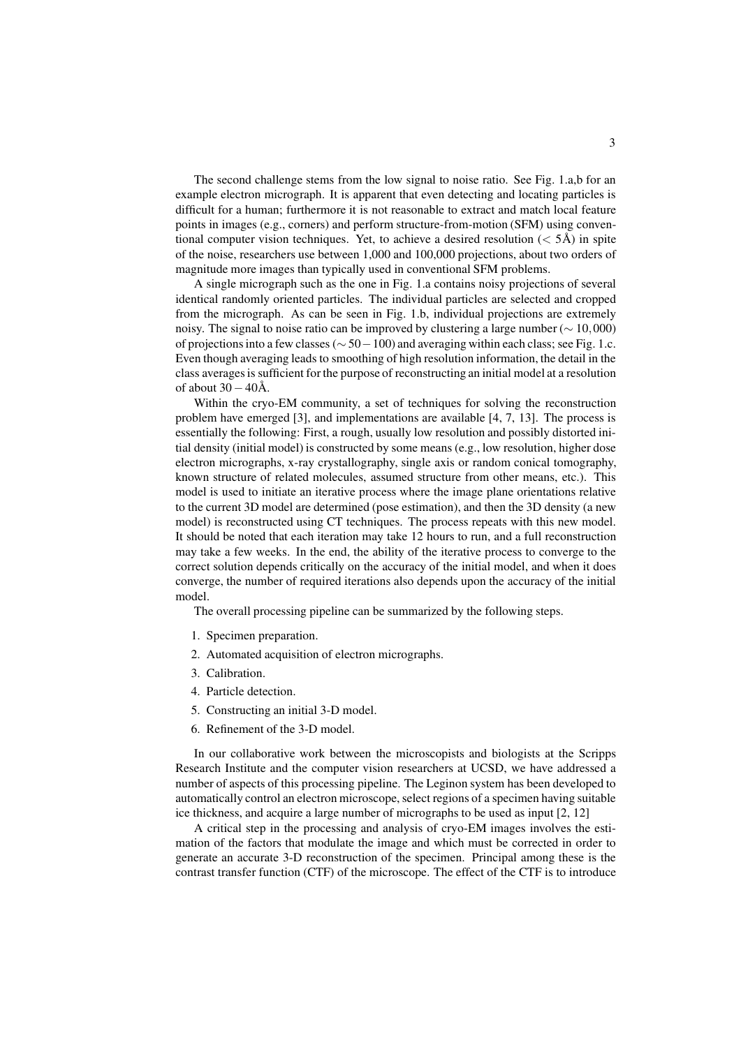The second challenge stems from the low signal to noise ratio. See Fig. 1.a,b for an example electron micrograph. It is apparent that even detecting and locating particles is difficult for a human; furthermore it is not reasonable to extract and match local feature points in images (e.g., corners) and perform structure-from-motion (SFM) using conventional computer vision techniques. Yet, to achieve a desired resolution ($< 5$Å) in spite of the noise, researchers use between 1,000 and 100,000 projections, about two orders of magnitude more images than typically used in conventional SFM problems.

A single micrograph such as the one in Fig. 1.a contains noisy projections of several identical randomly oriented particles. The individual particles are selected and cropped from the micrograph. As can be seen in Fig. 1.b, individual projections are extremely noisy. The signal to noise ratio can be improved by clustering a large number ($\sim 10,000$) of projections into a few classes ($\sim 50-100$) and averaging within each class; see Fig. 1.c. Even though averaging leads to smoothing of high resolution information, the detail in the class averages is sufficient for the purpose of reconstructing an initial model at a resolution of about $30-40$Å.

Within the cryo-EM community, a set of techniques for solving the reconstruction problem have emerged [3], and implementations are available [4, 7, 13]. The process is essentially the following: First, a rough, usually low resolution and possibly distorted initial density (initial model) is constructed by some means (e.g., low resolution, higher dose electron micrographs, x-ray crystallography, single axis or random conical tomography, known structure of related molecules, assumed structure from other means, etc.). This model is used to initiate an iterative process where the image plane orientations relative to the current 3D model are determined (pose estimation), and then the 3D density (a new model) is reconstructed using CT techniques. The process repeats with this new model. It should be noted that each iteration may take 12 hours to run, and a full reconstruction may take a few weeks. In the end, the ability of the iterative process to converge to the correct solution depends critically on the accuracy of the initial model, and when it does converge, the number of required iterations also depends upon the accuracy of the initial model.

The overall processing pipeline can be summarized by the following steps.

1. Specimen preparation.
2. Automated acquisition of electron micrographs.
3. Calibration.
4. Particle detection.
5. Constructing an initial 3-D model.
6. Refinement of the 3-D model.

In our collaborative work between the microscopists and biologists at the Scripps Research Institute and the computer vision researchers at UCSD, we have addressed a number of aspects of this processing pipeline. The Leginon system has been developed to automatically control an electron microscope, select regions of a specimen having suitable ice thickness, and acquire a large number of micrographs to be used as input [2, 12]

A critical step in the processing and analysis of cryo-EM images involves the estimation of the factors that modulate the image and which must be corrected in order to generate an accurate 3-D reconstruction of the specimen. Principal among these is the contrast transfer function (CTF) of the microscope. The effect of the CTF is to introduce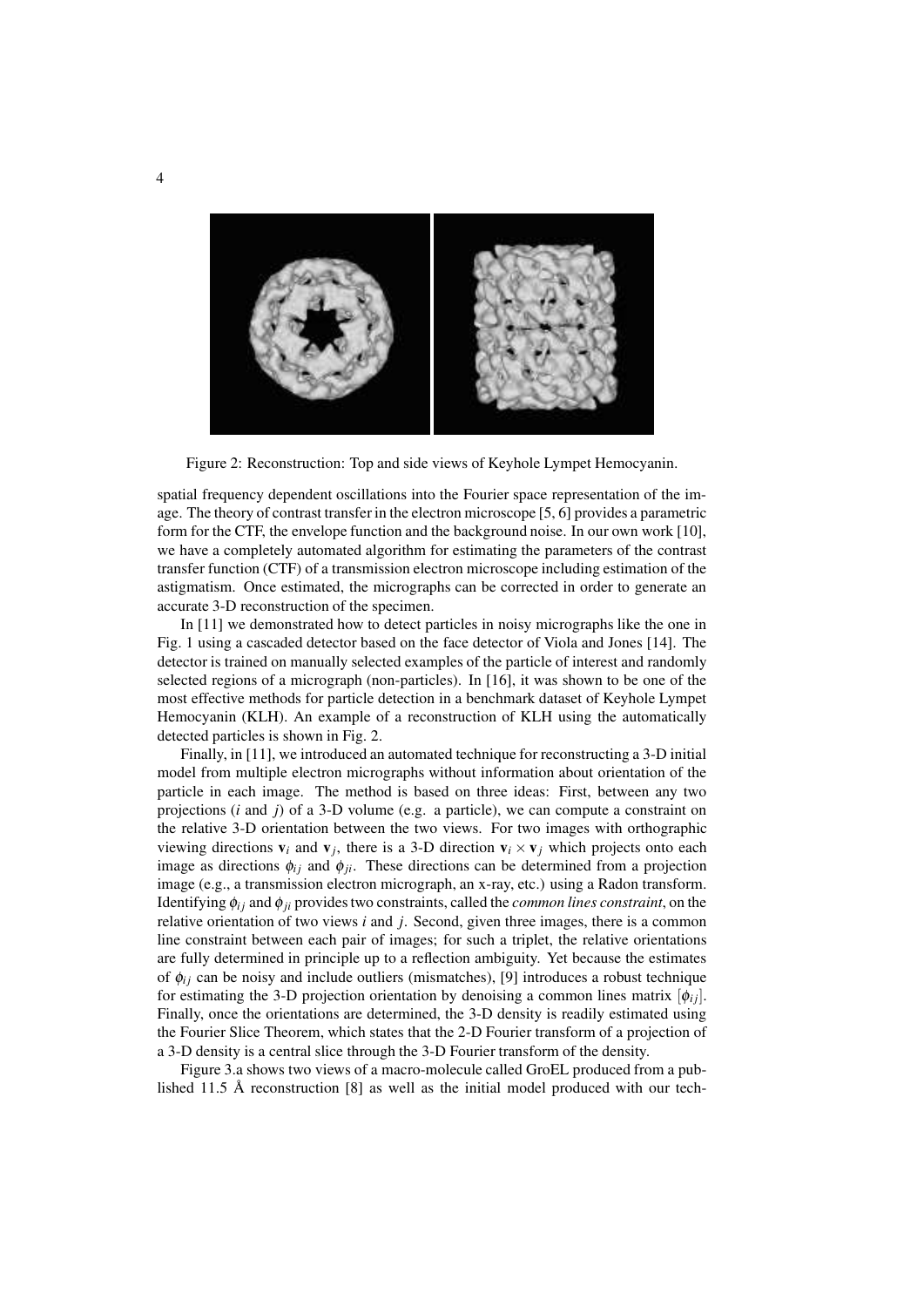Figure 2: Reconstruction: Top and side views of Keyhole Lympet Hemocyanin.

spatial frequency dependent oscillations into the Fourier space representation of the image. The theory of contrast transfer in the electron microscope [5, 6] provides a parametric form for the CTF, the envelope function and the background noise. In our own work [10], we have a completely automated algorithm for estimating the parameters of the contrast transfer function (CTF) of a transmission electron microscope including estimation of the astigmatism. Once estimated, the micrographs can be corrected in order to generate an accurate 3-D reconstruction of the specimen.

In [11] we demonstrated how to detect particles in noisy micrographs like the one in Fig. 1 using a cascaded detector based on the face detector of Viola and Jones [14]. The detector is trained on manually selected examples of the particle of interest and randomly selected regions of a micrograph (non-particles). In [16], it was shown to be one of the most effective methods for particle detection in a benchmark dataset of Keyhole Lympet Hemocyanin (KLH). An example of a reconstruction of KLH using the automatically detected particles is shown in Fig. 2.

Finally, in [11], we introduced an automated technique for reconstructing a 3-D initial model from multiple electron micrographs without information about orientation of the particle in each image. The method is based on three ideas: First, between any two projections ($i$ and $j$) of a 3-D volume (e.g. a particle), we can compute a constraint on the relative 3-D orientation between the two views. For two images with orthographic viewing directions $\mathbf{v}_i$ and $\mathbf{v}_j$, there is a 3-D direction $\mathbf{v}_i \times \mathbf{v}_j$ which projects onto each image as directions $\phi_{ij}$ and $\phi_{ji}$. These directions can be determined from a projection image (e.g., a transmission electron micrograph, an x-ray, etc.) using a Radon transform. Identifying $\phi_{ij}$ and $\phi_{ji}$ provides two constraints, called the *common lines constraint*, on the relative orientation of two views $i$ and $j$. Second, given three images, there is a common line constraint between each pair of images; for such a triplet, the relative orientations are fully determined in principle up to a reflection ambiguity. Yet because the estimates of $\phi_{ij}$ can be noisy and include outliers (mismatches), [9] introduces a robust technique for estimating the 3-D projection orientation by denoising a common lines matrix $[\phi_{ij}]$. Finally, once the orientations are determined, the 3-D density is readily estimated using the Fourier Slice Theorem, which states that the 2-D Fourier transform of a projection of a 3-D density is a central slice through the 3-D Fourier transform of the density.

Figure 3.a shows two views of a macro-molecule called GroEL produced from a published 11.5 Å reconstruction [8] as well as the initial model produced with our tech-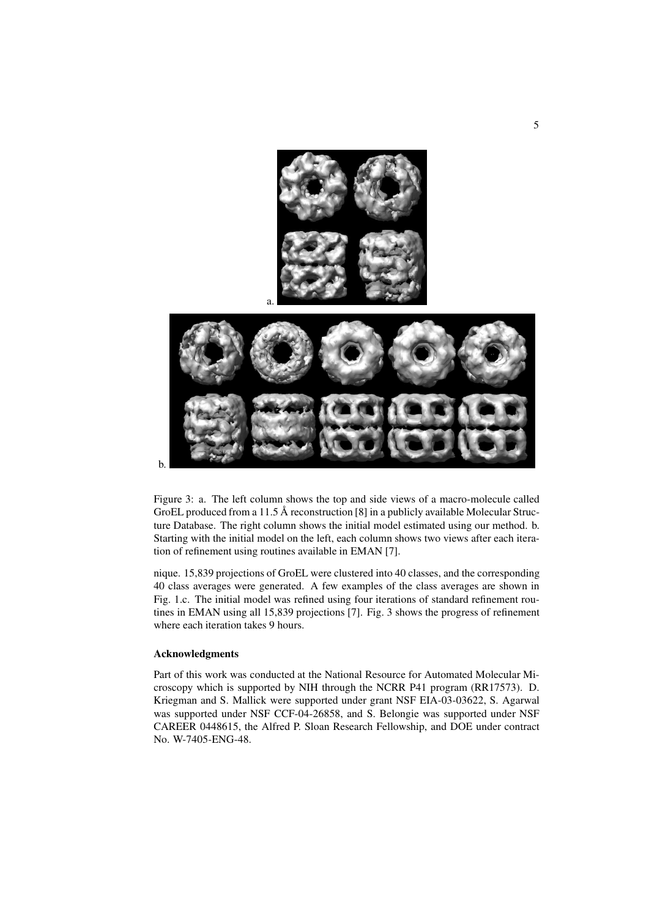a.

b.

Figure 3: a. The left column shows the top and side views of a macro-molecule called GroEL produced from a 11.5 Å reconstruction [8] in a publicly available Molecular Structure Database. The right column shows the initial model estimated using our method. b. Starting with the initial model on the left, each column shows two views after each iteration of refinement using routines available in EMAN [7].

nique. 15,839 projections of GroEL were clustered into 40 classes, and the corresponding 40 class averages were generated. A few examples of the class averages are shown in Fig. 1.c. The initial model was refined using four iterations of standard refinement routines in EMAN using all 15,839 projections [7]. Fig. 3 shows the progress of refinement where each iteration takes 9 hours.

### Acknowledgments

Part of this work was conducted at the National Resource for Automated Molecular Microscopy which is supported by NIH through the NCRR P41 program (RR17573). D. Kriegman and S. Mallick were supported under grant NSF EIA-03-03622, S. Agarwal was supported under NSF CCF-04-26858, and S. Belongie was supported under NSF CAREER 0448615, the Alfred P. Sloan Research Fellowship, and DOE under contract No. W-7405-ENG-48.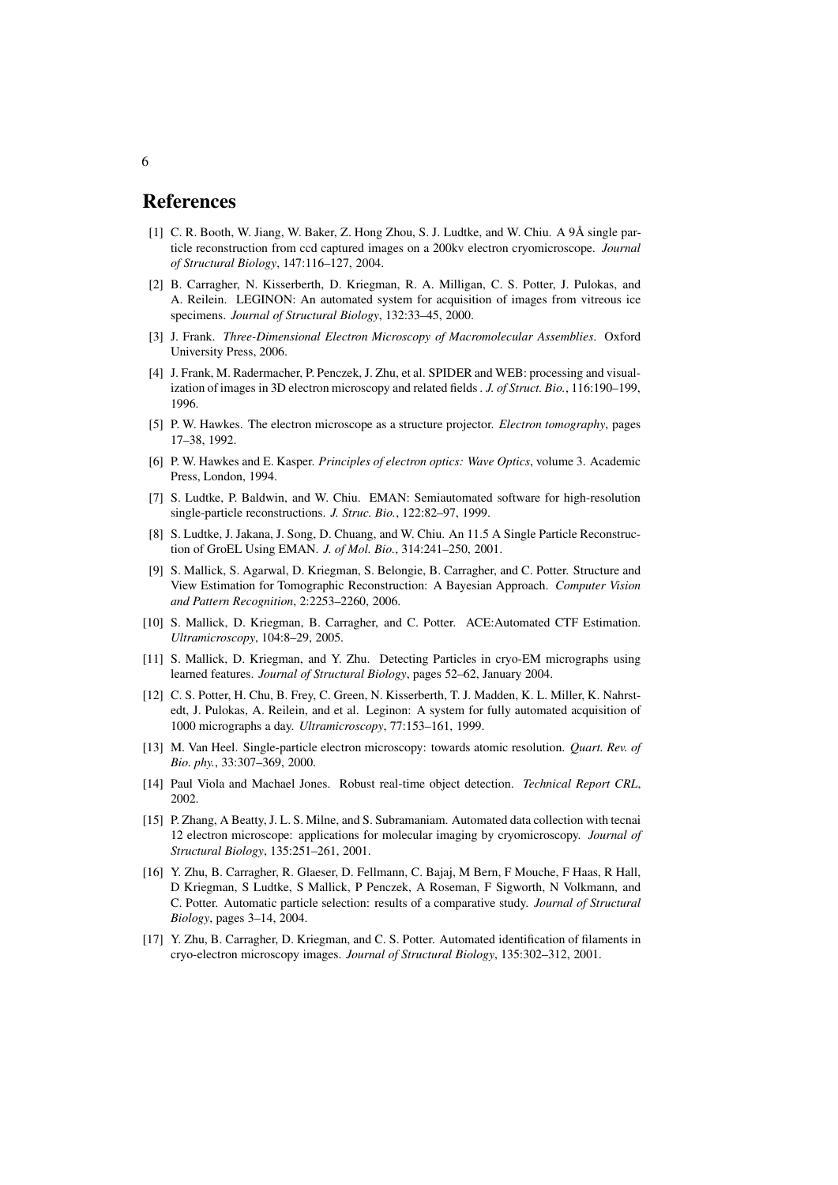# References

[1] C. R. Booth, W. Jiang, W. Baker, Z. Hong Zhou, S. J. Ludtke, and W. Chiu. A 9Å single particle reconstruction from ccd captured images on a 200kv electron cryomicroscope. *Journal of Structural Biology*, 147:116–127, 2004.

[2] B. Carragher, N. Kisserberth, D. Kriegman, R. A. Milligan, C. S. Potter, J. Pulokas, and A. Reilein. LEGINON: An automated system for acquisition of images from vitreous ice specimens. *Journal of Structural Biology*, 132:33–45, 2000.

[3] J. Frank. *Three-Dimensional Electron Microscopy of Macromolecular Assemblies*. Oxford University Press, 2006.

[4] J. Frank, M. Radermacher, P. Penczek, J. Zhu, et al. SPIDER and WEB: processing and visualization of images in 3D electron microscopy and related fields . *J. of Struct. Bio.*, 116:190–199, 1996.

[5] P. W. Hawkes. The electron microscope as a structure projector. *Electron tomography*, pages 17–38, 1992.

[6] P. W. Hawkes and E. Kasper. *Principles of electron optics: Wave Optics*, volume 3. Academic Press, London, 1994.

[7] S. Ludtke, P. Baldwin, and W. Chiu. EMAN: Semiautomated software for high-resolution single-particle reconstructions. *J. Struc. Bio.*, 122:82–97, 1999.

[8] S. Ludtke, J. Jakana, J. Song, D. Chuang, and W. Chiu. An 11.5 A Single Particle Reconstruction of GroEL Using EMAN. *J. of Mol. Bio.*, 314:241–250, 2001.

[9] S. Mallick, S. Agarwal, D. Kriegman, S. Belongie, B. Carragher, and C. Potter. Structure and View Estimation for Tomographic Reconstruction: A Bayesian Approach. *Computer Vision and Pattern Recognition*, 2:2253–2260, 2006.

[10] S. Mallick, D. Kriegman, B. Carragher, and C. Potter. ACE:Automated CTF Estimation. *Ultramicroscopy*, 104:8–29, 2005.

[11] S. Mallick, D. Kriegman, and Y. Zhu. Detecting Particles in cryo-EM micrographs using learned features. *Journal of Structural Biology*, pages 52–62, January 2004.

[12] C. S. Potter, H. Chu, B. Frey, C. Green, N. Kisserberth, T. J. Madden, K. L. Miller, K. Nahrstedt, J. Pulokas, A. Reilein, and et al. Leginon: A system for fully automated acquisition of 1000 micrographs a day. *Ultramicroscopy*, 77:153–161, 1999.

[13] M. Van Heel. Single-particle electron microscopy: towards atomic resolution. *Quart. Rev. of Bio. phy.*, 33:307–369, 2000.

[14] Paul Viola and Machael Jones. Robust real-time object detection. *Technical Report CRL*, 2002.

[15] P. Zhang, A Beatty, J. L. S. Milne, and S. Subramaniam. Automated data collection with tecnai 12 electron microscope: applications for molecular imaging by cryomicroscopy. *Journal of Structural Biology*, 135:251–261, 2001.

[16] Y. Zhu, B. Carragher, R. Glaeser, D. Fellmann, C. Bajaj, M Bern, F Mouche, F Haas, R Hall, D Kriegman, S Ludtke, S Mallick, P Penczek, A Roseman, F Sigworth, N Volkmann, and C. Potter. Automatic particle selection: results of a comparative study. *Journal of Structural Biology*, pages 3–14, 2004.

[17] Y. Zhu, B. Carragher, D. Kriegman, and C. S. Potter. Automated identification of filaments in cryo-electron microscopy images. *Journal of Structural Biology*, 135:302–312, 2001.